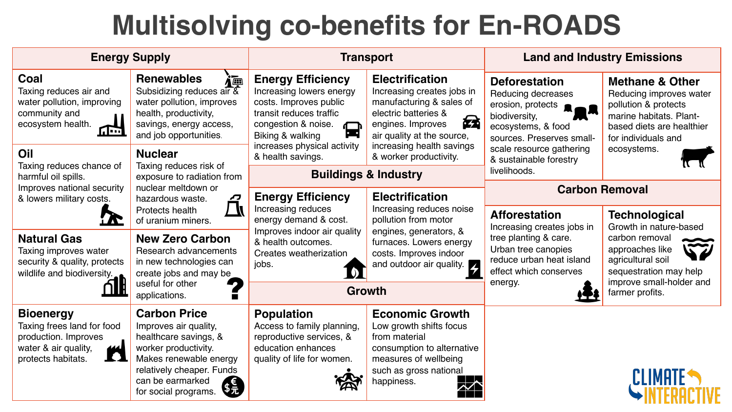# Multisolving co-benefits for En-ROADS

## Energy Supply

### Coal
Taxing reduces air and water pollution, improving community and ecosystem health.

### Renewables
Subsidizing reduces air & water pollution, improves health, productivity, savings, energy access, and job opportunities.

### Oil
Taxing reduces chance of harmful oil spills. Improves national security & lowers military costs.

### Nuclear
Taxing reduces risk of exposure to radiation from nuclear meltdown or hazardous waste. Protects health of uranium miners.

### Natural Gas
Taxing improves water security & quality, protects wildlife and biodiversity.

### New Zero Carbon
Research advancements in new technologies can create jobs and may be useful for other applications.

### Bioenergy
Taxing frees land for food production. Improves water & air quality, protects habitats.

### Carbon Price
Improves air quality, healthcare savings, & worker productivity. Makes renewable energy relatively cheaper. Funds can be earmarked for social programs.

## Transport

### Energy Efficiency
Increasing lowers energy costs. Improves public transit reduces traffic congestion & noise. Biking & walking increases physical activity & health savings.

### Electrification
Increasing creates jobs in manufacturing & sales of electric batteries & engines. Improves air quality at the source, increasing health savings & worker productivity.

## Buildings & Industry

### Energy Efficiency
Increasing reduces energy demand & cost. Improves indoor air quality & health outcomes. Creates weatherization jobs.

### Electrification
Increasing reduces noise pollution from motor engines, generators, & furnaces. Lowers energy costs. Improves indoor and outdoor air quality.

## Growth

### Population
Access to family planning, reproductive services, & education enhances quality of life for women.

### Economic Growth
Low growth shifts focus from material consumption to alternative measures of wellbeing such as gross national happiness.

## Land and Industry Emissions

### Deforestation
Reducing decreases erosion, protects biodiversity, ecosystems, & food sources. Preserves small-scale resource gathering & sustainable forestry livelihoods.

### Methane & Other
Reducing improves water pollution & protects marine habitats. Plant-based diets are healthier for individuals and ecosystems.

## Carbon Removal

### Afforestation
Increasing creates jobs in tree planting & care. Urban tree canopies reduce urban heat island effect which conserves energy.

### Technological
Growth in nature-based carbon removal approaches like agricultural soil sequestration may help improve small-holder and farmer profits.

CLIMATE INTERACTIVE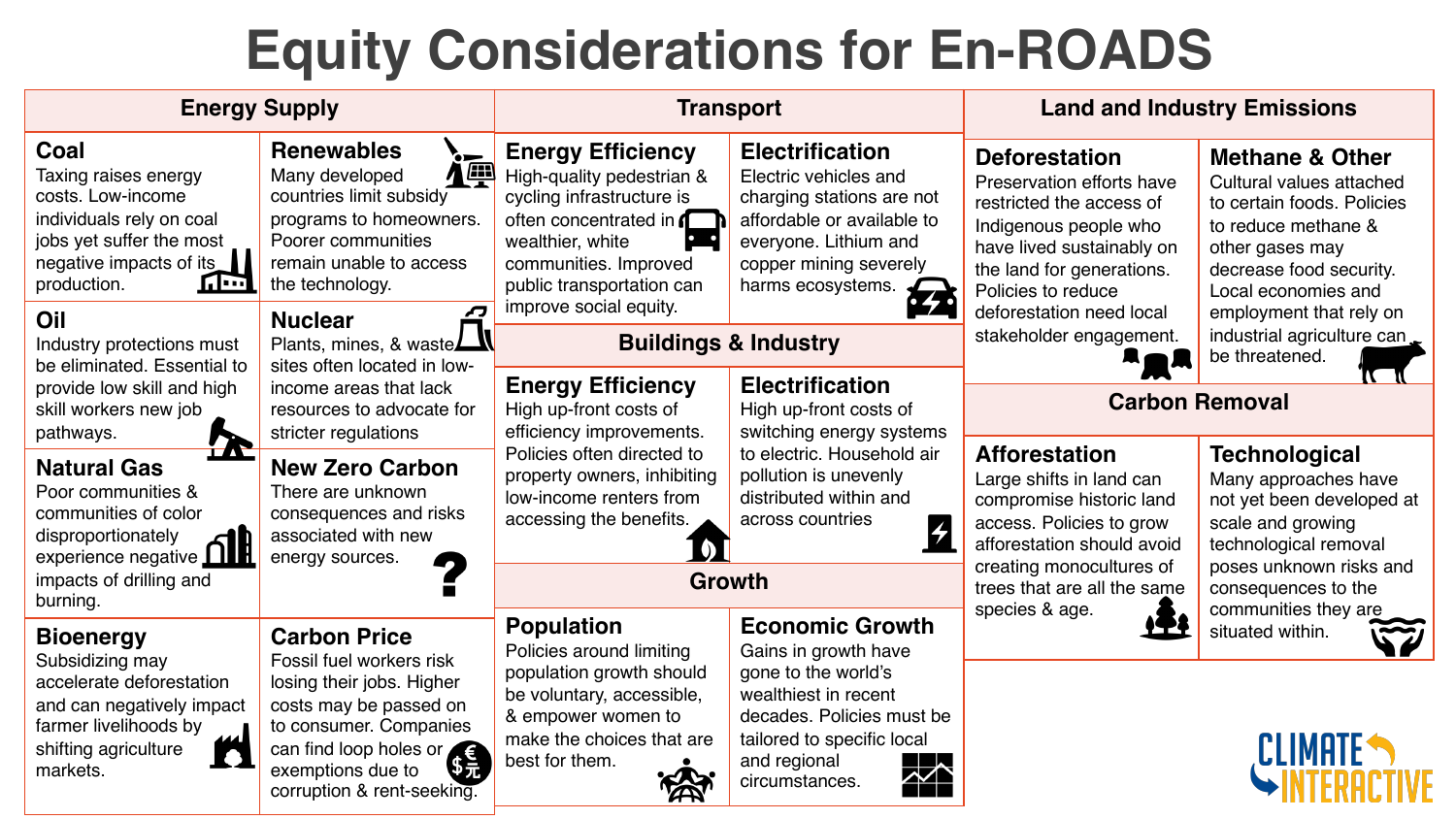# Equity Considerations for En-ROADS

## Energy Supply

### Coal
Taxing raises energy costs. Low-income individuals rely on coal jobs yet suffer the most negative impacts of its production.

### Renewables
Many developed countries limit subsidy programs to homeowners. Poorer communities remain unable to access the technology.

### Oil
Industry protections must be eliminated. Essential to provide low skill and high skill workers new job pathways.

### Nuclear
Plants, mines, & waste sites often located in low-income areas that lack resources to advocate for stricter regulations

### Natural Gas
Poor communities & communities of color disproportionately experience negative impacts of drilling and burning.

### New Zero Carbon
There are unknown consequences and risks associated with new energy sources.

### Bioenergy
Subsidizing may accelerate deforestation and can negatively impact farmer livelihoods by shifting agriculture markets.

### Carbon Price
Fossil fuel workers risk losing their jobs. Higher costs may be passed on to consumer. Companies can find loop holes or exemptions due to corruption & rent-seeking.

## Transport

### Energy Efficiency
High-quality pedestrian & cycling infrastructure is often concentrated in wealthier, white communities. Improved public transportation can improve social equity.

### Electrification
Electric vehicles and charging stations are not affordable or available to everyone. Lithium and copper mining severely harms ecosystems.

## Buildings & Industry

### Energy Efficiency
High up-front costs of efficiency improvements. Policies often directed to property owners, inhibiting low-income renters from accessing the benefits.

### Electrification
High up-front costs of switching energy systems to electric. Household air pollution is unevenly distributed within and across countries

## Growth

### Population
Policies around limiting population growth should be voluntary, accessible, & empower women to make the choices that are best for them.

### Economic Growth
Gains in growth have gone to the world's wealthiest in recent decades. Policies must be tailored to specific local and regional circumstances.

## Land and Industry Emissions

### Deforestation
Preservation efforts have restricted the access of Indigenous people who have lived sustainably on the land for generations. Policies to reduce deforestation need local stakeholder engagement.

### Methane & Other
Cultural values attached to certain foods. Policies to reduce methane & other gases may decrease food security. Local economies and employment that rely on industrial agriculture can be threatened.

## Carbon Removal

### Afforestation
Large shifts in land can compromise historic land access. Policies to grow afforestation should avoid creating monocultures of trees that are all the same species & age.

### Technological
Many approaches have not yet been developed at scale and growing technological removal poses unknown risks and consequences to the communities they are situated within.

CLIMATE INTERACTIVE